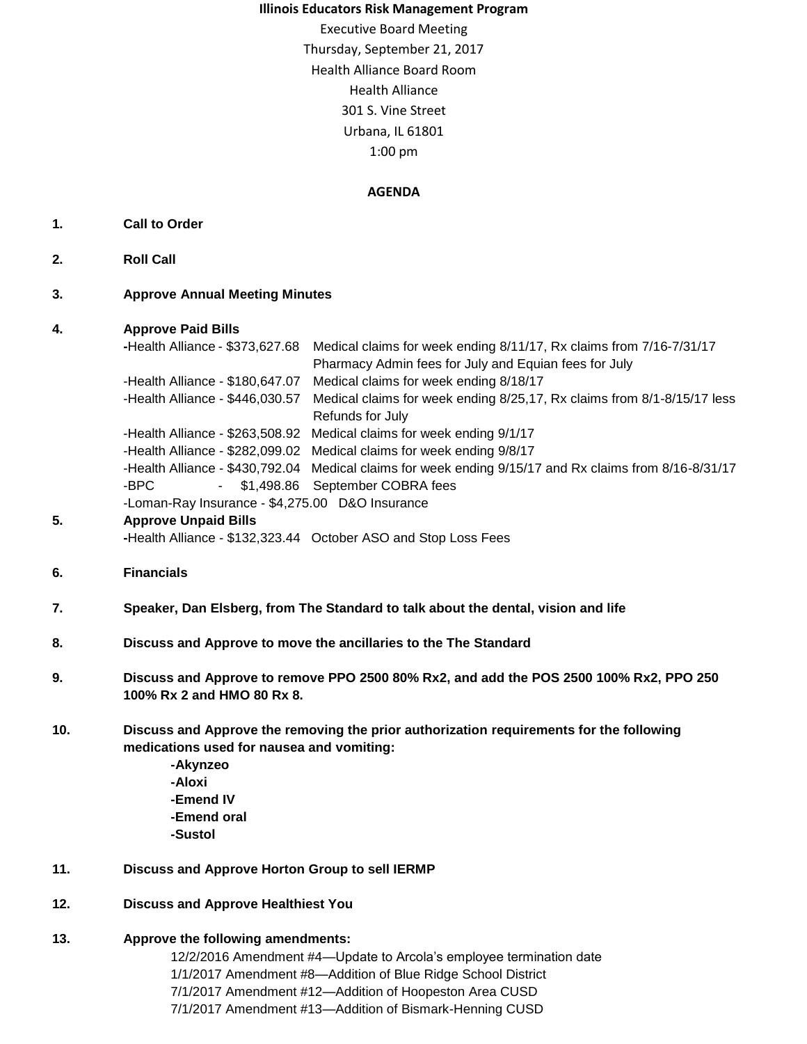**Illinois Educators Risk Management Program**

Executive Board Meeting

Thursday, September 21, 2017

Health Alliance Board Room

Health Alliance

301 S. Vine Street

Urbana, IL 61801

1:00 pm

**AGENDA**

1. **Call to Order**

2. **Roll Call**

3. **Approve Annual Meeting Minutes**

4. **Approve Paid Bills**
   - -Health Alliance - $373,627.68 Medical claims for week ending 8/11/17, Rx claims from 7/16-7/31/17 Pharmacy Admin fees for July and Equian fees for July
   - -Health Alliance - $180,647.07 Medical claims for week ending 8/18/17
   - -Health Alliance - $446,030.57 Medical claims for week ending 8/25,17, Rx claims from 8/1-8/15/17 less Refunds for July
   - -Health Alliance - $263,508.92 Medical claims for week ending 9/1/17
   - -Health Alliance - $282,099.02 Medical claims for week ending 9/8/17
   - -Health Alliance - $430,792.04 Medical claims for week ending 9/15/17 and Rx claims from 8/16-8/31/17
   - -BPC - $1,498.86 September COBRA fees
   - -Loman-Ray Insurance - $4,275.00 D&O Insurance

5. **Approve Unpaid Bills**
   - -Health Alliance - $132,323.44 October ASO and Stop Loss Fees

6. **Financials**

7. **Speaker, Dan Elsberg, from The Standard to talk about the dental, vision and life**

8. **Discuss and Approve to move the ancillaries to the The Standard**

9. **Discuss and Approve to remove PPO 2500 80% Rx2, and add the POS 2500 100% Rx2, PPO 250 100% Rx 2 and HMO 80 Rx 8.**

10. **Discuss and Approve the removing the prior authorization requirements for the following medications used for nausea and vomiting:**
    - **-Akynzeo**
    - **-Aloxi**
    - **-Emend IV**
    - **-Emend oral**
    - **-Sustol**

11. **Discuss and Approve Horton Group to sell IERMP**

12. **Discuss and Approve Healthiest You**

13. **Approve the following amendments:**
    - 12/2/2016 Amendment #4—Update to Arcola's employee termination date
    - 1/1/2017 Amendment #8—Addition of Blue Ridge School District
    - 7/1/2017 Amendment #12—Addition of Hoopeston Area CUSD
    - 7/1/2017 Amendment #13—Addition of Bismark-Henning CUSD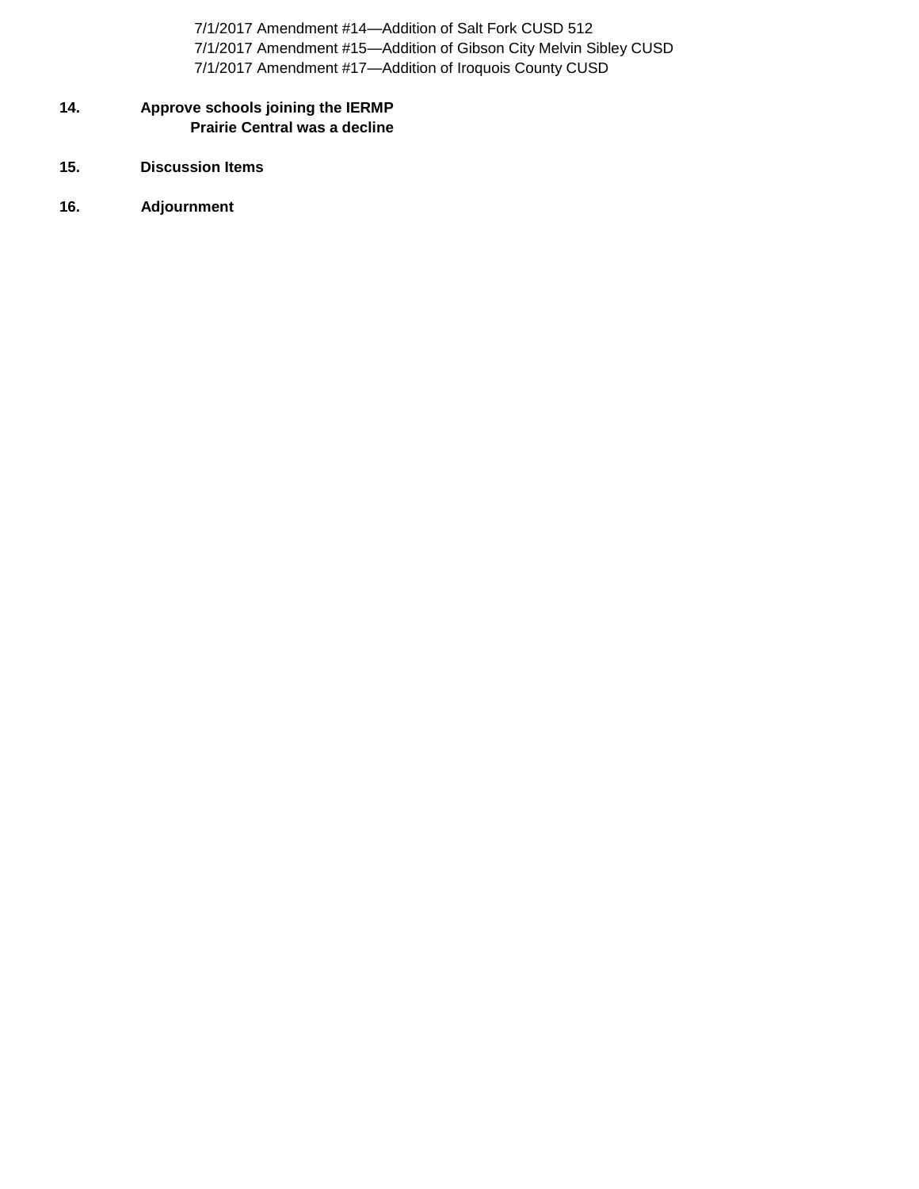7/1/2017 Amendment #14—Addition of Salt Fork CUSD 512
7/1/2017 Amendment #15—Addition of Gibson City Melvin Sibley CUSD
7/1/2017 Amendment #17—Addition of Iroquois County CUSD

**14. Approve schools joining the IERMP**
**Prairie Central was a decline**

**15. Discussion Items**

**16. Adjournment**